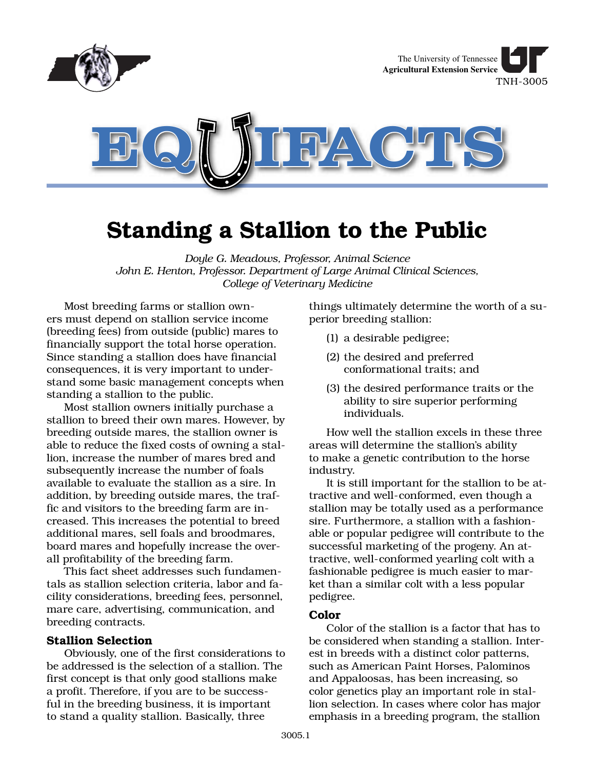The University of Tennessee
**Agricultural Extension Service**
TNH-3005

# EQUIFACTS

## Standing a Stallion to the Public

*Doyle G. Meadows, Professor, Animal Science*
*John E. Henton, Professor. Department of Large Animal Clinical Sciences, College of Veterinary Medicine*

Most breeding farms or stallion owners must depend on stallion service income (breeding fees) from outside (public) mares to financially support the total horse operation. Since standing a stallion does have financial consequences, it is very important to understand some basic management concepts when standing a stallion to the public.

Most stallion owners initially purchase a stallion to breed their own mares. However, by breeding outside mares, the stallion owner is able to reduce the fixed costs of owning a stallion, increase the number of mares bred and subsequently increase the number of foals available to evaluate the stallion as a sire. In addition, by breeding outside mares, the traffic and visitors to the breeding farm are increased. This increases the potential to breed additional mares, sell foals and broodmares, board mares and hopefully increase the overall profitability of the breeding farm.

This fact sheet addresses such fundamentals as stallion selection criteria, labor and facility considerations, breeding fees, personnel, mare care, advertising, communication, and breeding contracts.

### Stallion Selection

Obviously, one of the first considerations to be addressed is the selection of a stallion. The first concept is that only good stallions make a profit. Therefore, if you are to be successful in the breeding business, it is important to stand a quality stallion. Basically, three things ultimately determine the worth of a superior breeding stallion:

(1) a desirable pedigree;

(2) the desired and preferred conformational traits; and

(3) the desired performance traits or the ability to sire superior performing individuals.

How well the stallion excels in these three areas will determine the stallion's ability to make a genetic contribution to the horse industry.

It is still important for the stallion to be attractive and well-conformed, even though a stallion may be totally used as a performance sire. Furthermore, a stallion with a fashionable or popular pedigree will contribute to the successful marketing of the progeny. An attractive, well-conformed yearling colt with a fashionable pedigree is much easier to market than a similar colt with a less popular pedigree.

### Color

Color of the stallion is a factor that has to be considered when standing a stallion. Interest in breeds with a distinct color patterns, such as American Paint Horses, Palominos and Appaloosas, has been increasing, so color genetics play an important role in stallion selection. In cases where color has major emphasis in a breeding program, the stallion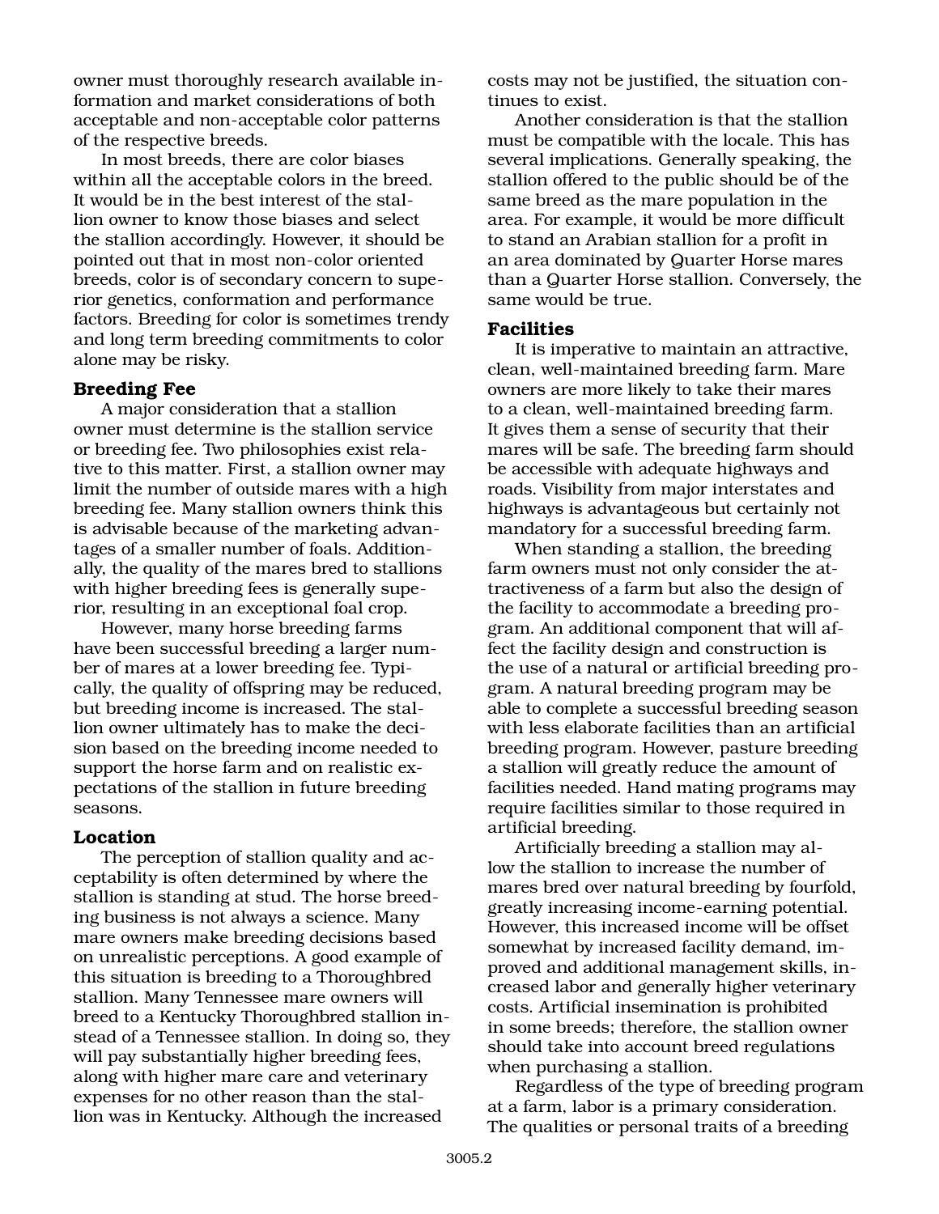owner must thoroughly research available information and market considerations of both acceptable and non-acceptable color patterns of the respective breeds.

In most breeds, there are color biases within all the acceptable colors in the breed. It would be in the best interest of the stallion owner to know those biases and select the stallion accordingly. However, it should be pointed out that in most non-color oriented breeds, color is of secondary concern to superior genetics, conformation and performance factors. Breeding for color is sometimes trendy and long term breeding commitments to color alone may be risky.

**Breeding Fee**

A major consideration that a stallion owner must determine is the stallion service or breeding fee. Two philosophies exist relative to this matter. First, a stallion owner may limit the number of outside mares with a high breeding fee. Many stallion owners think this is advisable because of the marketing advantages of a smaller number of foals. Additionally, the quality of the mares bred to stallions with higher breeding fees is generally superior, resulting in an exceptional foal crop.

However, many horse breeding farms have been successful breeding a larger number of mares at a lower breeding fee. Typically, the quality of offspring may be reduced, but breeding income is increased. The stallion owner ultimately has to make the decision based on the breeding income needed to support the horse farm and on realistic expectations of the stallion in future breeding seasons.

**Location**

The perception of stallion quality and acceptability is often determined by where the stallion is standing at stud. The horse breeding business is not always a science. Many mare owners make breeding decisions based on unrealistic perceptions. A good example of this situation is breeding to a Thoroughbred stallion. Many Tennessee mare owners will breed to a Kentucky Thoroughbred stallion instead of a Tennessee stallion. In doing so, they will pay substantially higher breeding fees, along with higher mare care and veterinary expenses for no other reason than the stallion was in Kentucky. Although the increased costs may not be justified, the situation continues to exist.

Another consideration is that the stallion must be compatible with the locale. This has several implications. Generally speaking, the stallion offered to the public should be of the same breed as the mare population in the area. For example, it would be more difficult to stand an Arabian stallion for a profit in an area dominated by Quarter Horse mares than a Quarter Horse stallion. Conversely, the same would be true.

**Facilities**

It is imperative to maintain an attractive, clean, well-maintained breeding farm. Mare owners are more likely to take their mares to a clean, well-maintained breeding farm. It gives them a sense of security that their mares will be safe. The breeding farm should be accessible with adequate highways and roads. Visibility from major interstates and highways is advantageous but certainly not mandatory for a successful breeding farm.

When standing a stallion, the breeding farm owners must not only consider the attractiveness of a farm but also the design of the facility to accommodate a breeding program. An additional component that will affect the facility design and construction is the use of a natural or artificial breeding program. A natural breeding program may be able to complete a successful breeding season with less elaborate facilities than an artificial breeding program. However, pasture breeding a stallion will greatly reduce the amount of facilities needed. Hand mating programs may require facilities similar to those required in artificial breeding.

Artificially breeding a stallion may allow the stallion to increase the number of mares bred over natural breeding by fourfold, greatly increasing income-earning potential. However, this increased income will be offset somewhat by increased facility demand, improved and additional management skills, increased labor and generally higher veterinary costs. Artificial insemination is prohibited in some breeds; therefore, the stallion owner should take into account breed regulations when purchasing a stallion.

Regardless of the type of breeding program at a farm, labor is a primary consideration. The qualities or personal traits of a breeding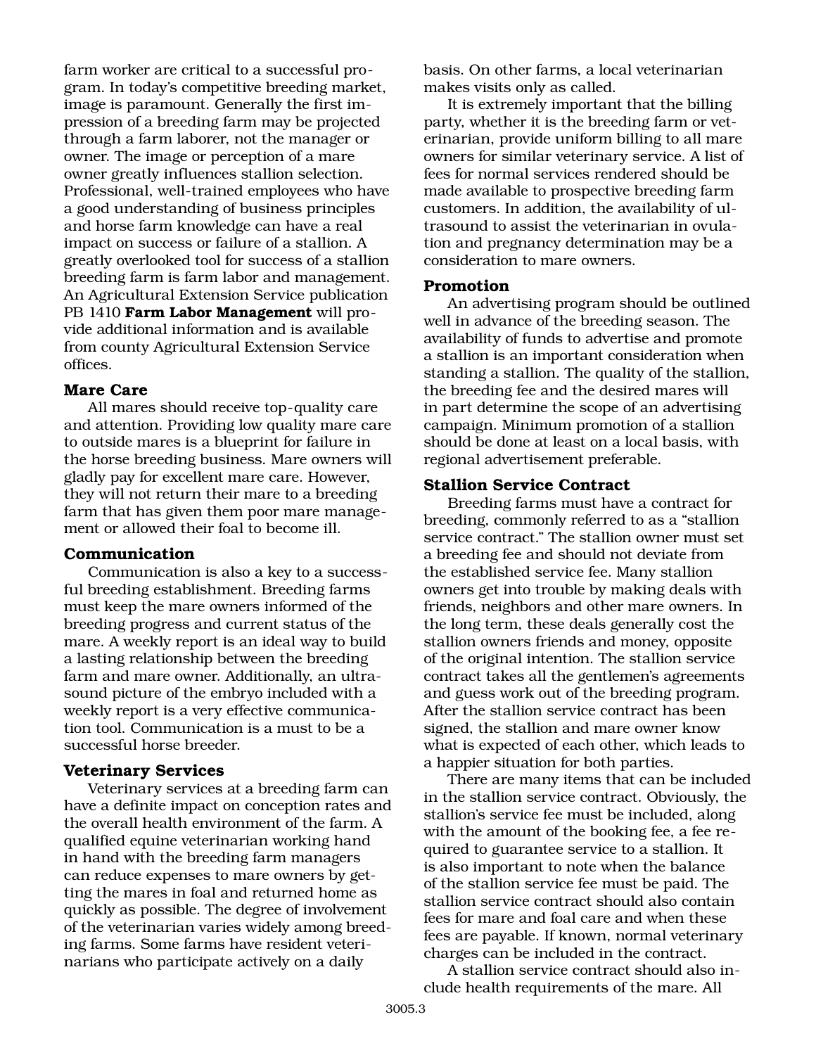farm worker are critical to a successful program. In today's competitive breeding market, image is paramount. Generally the first impression of a breeding farm may be projected through a farm laborer, not the manager or owner. The image or perception of a mare owner greatly influences stallion selection. Professional, well-trained employees who have a good understanding of business principles and horse farm knowledge can have a real impact on success or failure of a stallion. A greatly overlooked tool for success of a stallion breeding farm is farm labor and management. An Agricultural Extension Service publication PB 1410 **Farm Labor Management** will provide additional information and is available from county Agricultural Extension Service offices.

### Mare Care

All mares should receive top-quality care and attention. Providing low quality mare care to outside mares is a blueprint for failure in the horse breeding business. Mare owners will gladly pay for excellent mare care. However, they will not return their mare to a breeding farm that has given them poor mare management or allowed their foal to become ill.

### Communication

Communication is also a key to a successful breeding establishment. Breeding farms must keep the mare owners informed of the breeding progress and current status of the mare. A weekly report is an ideal way to build a lasting relationship between the breeding farm and mare owner. Additionally, an ultrasound picture of the embryo included with a weekly report is a very effective communication tool. Communication is a must to be a successful horse breeder.

### Veterinary Services

Veterinary services at a breeding farm can have a definite impact on conception rates and the overall health environment of the farm. A qualified equine veterinarian working hand in hand with the breeding farm managers can reduce expenses to mare owners by getting the mares in foal and returned home as quickly as possible. The degree of involvement of the veterinarian varies widely among breeding farms. Some farms have resident veterinarians who participate actively on a daily basis. On other farms, a local veterinarian makes visits only as called.

It is extremely important that the billing party, whether it is the breeding farm or veterinarian, provide uniform billing to all mare owners for similar veterinary service. A list of fees for normal services rendered should be made available to prospective breeding farm customers. In addition, the availability of ultrasound to assist the veterinarian in ovulation and pregnancy determination may be a consideration to mare owners.

### Promotion

An advertising program should be outlined well in advance of the breeding season. The availability of funds to advertise and promote a stallion is an important consideration when standing a stallion. The quality of the stallion, the breeding fee and the desired mares will in part determine the scope of an advertising campaign. Minimum promotion of a stallion should be done at least on a local basis, with regional advertisement preferable.

### Stallion Service Contract

Breeding farms must have a contract for breeding, commonly referred to as a "stallion service contract." The stallion owner must set a breeding fee and should not deviate from the established service fee. Many stallion owners get into trouble by making deals with friends, neighbors and other mare owners. In the long term, these deals generally cost the stallion owners friends and money, opposite of the original intention. The stallion service contract takes all the gentlemen's agreements and guess work out of the breeding program. After the stallion service contract has been signed, the stallion and mare owner know what is expected of each other, which leads to a happier situation for both parties.

There are many items that can be included in the stallion service contract. Obviously, the stallion's service fee must be included, along with the amount of the booking fee, a fee required to guarantee service to a stallion. It is also important to note when the balance of the stallion service fee must be paid. The stallion service contract should also contain fees for mare and foal care and when these fees are payable. If known, normal veterinary charges can be included in the contract.

A stallion service contract should also include health requirements of the mare. All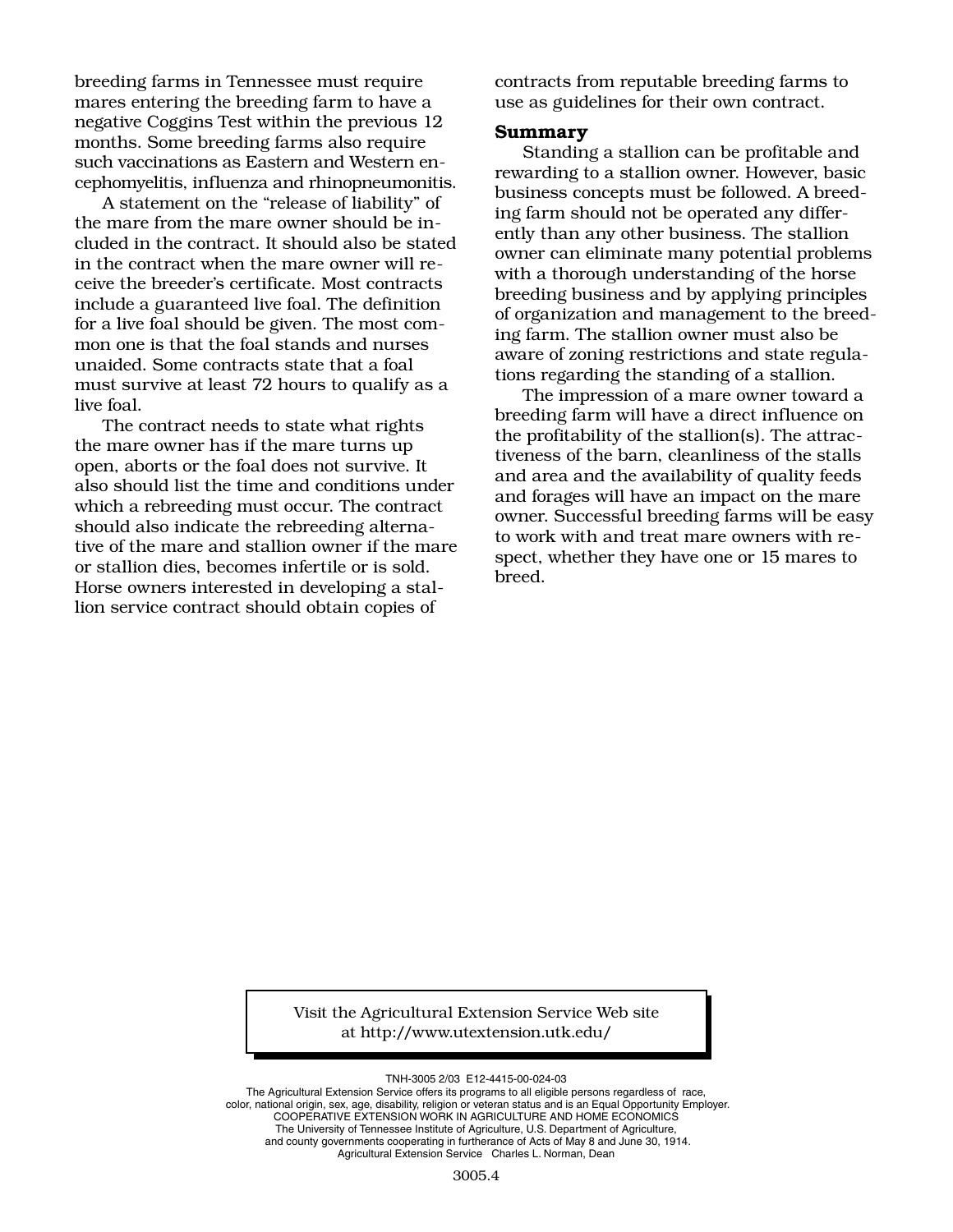breeding farms in Tennessee must require mares entering the breeding farm to have a negative Coggins Test within the previous 12 months. Some breeding farms also require such vaccinations as Eastern and Western encephomyelitis, influenza and rhinopneumonitis.

A statement on the "release of liability" of the mare from the mare owner should be included in the contract. It should also be stated in the contract when the mare owner will receive the breeder's certificate. Most contracts include a guaranteed live foal. The definition for a live foal should be given. The most common one is that the foal stands and nurses unaided. Some contracts state that a foal must survive at least 72 hours to qualify as a live foal.

The contract needs to state what rights the mare owner has if the mare turns up open, aborts or the foal does not survive. It also should list the time and conditions under which a rebreeding must occur. The contract should also indicate the rebreeding alternative of the mare and stallion owner if the mare or stallion dies, becomes infertile or is sold. Horse owners interested in developing a stallion service contract should obtain copies of contracts from reputable breeding farms to use as guidelines for their own contract.

## Summary

Standing a stallion can be profitable and rewarding to a stallion owner. However, basic business concepts must be followed. A breeding farm should not be operated any differently than any other business. The stallion owner can eliminate many potential problems with a thorough understanding of the horse breeding business and by applying principles of organization and management to the breeding farm. The stallion owner must also be aware of zoning restrictions and state regulations regarding the standing of a stallion.

The impression of a mare owner toward a breeding farm will have a direct influence on the profitability of the stallion(s). The attractiveness of the barn, cleanliness of the stalls and area and the availability of quality feeds and forages will have an impact on the mare owner. Successful breeding farms will be easy to work with and treat mare owners with respect, whether they have one or 15 mares to breed.

Visit the Agricultural Extension Service Web site at http://www.utextension.utk.edu/

TNH-3005 2/03 E12-4415-00-024-03

The Agricultural Extension Service offers its programs to all eligible persons regardless of race, color, national origin, sex, age, disability, religion or veteran status and is an Equal Opportunity Employer.

COOPERATIVE EXTENSION WORK IN AGRICULTURE AND HOME ECONOMICS

The University of Tennessee Institute of Agriculture, U.S. Department of Agriculture, and county governments cooperating in furtherance of Acts of May 8 and June 30, 1914.

Agricultural Extension Service Charles L. Norman, Dean